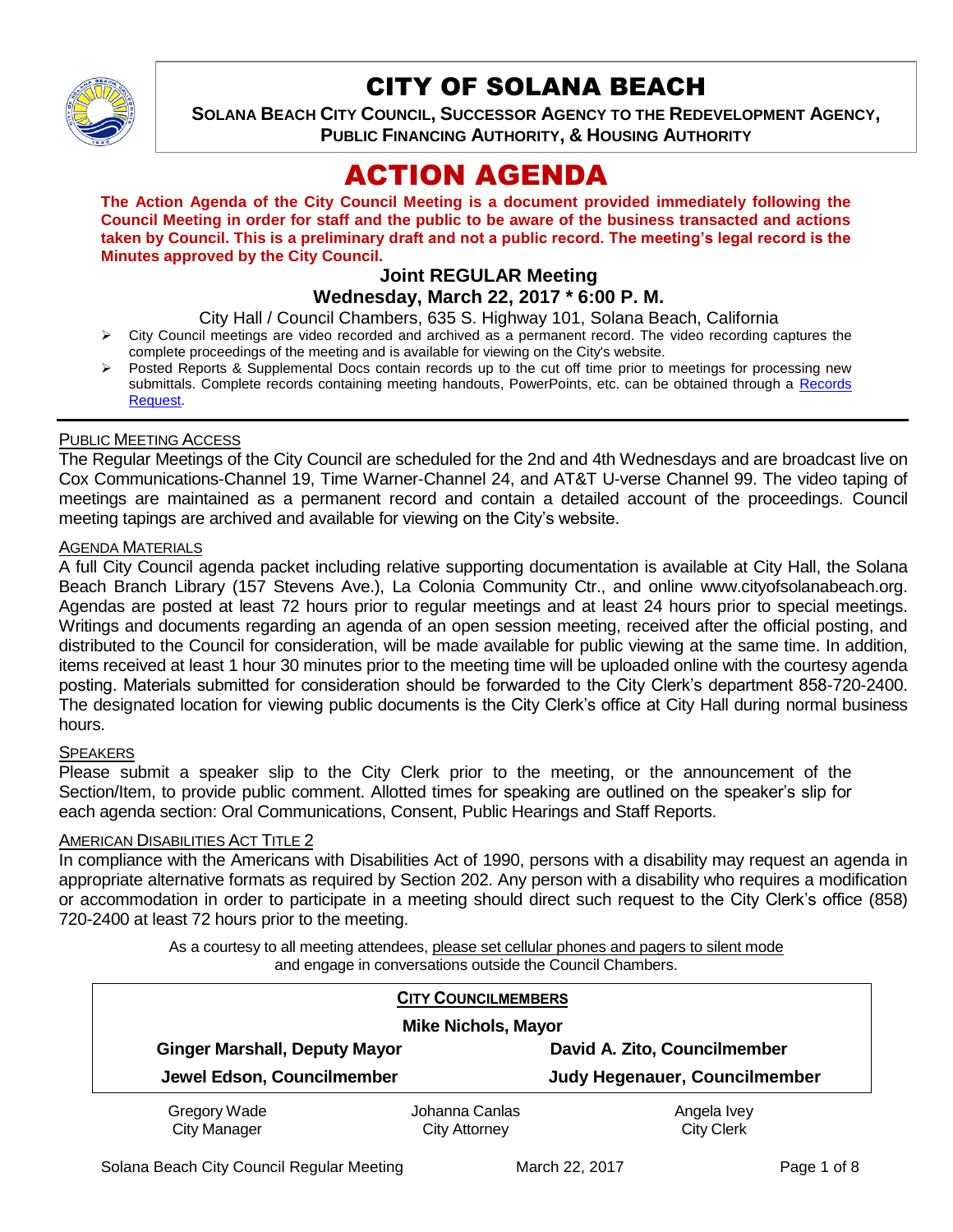# CITY OF SOLANA BEACH

**SOLANA BEACH CITY COUNCIL, SUCCESSOR AGENCY TO THE REDEVELOPMENT AGENCY, PUBLIC FINANCING AUTHORITY, & HOUSING AUTHORITY**

# ACTION AGENDA

**The Action Agenda of the City Council Meeting is a document provided immediately following the Council Meeting in order for staff and the public to be aware of the business transacted and actions taken by Council. This is a preliminary draft and not a public record. The meeting's legal record is the Minutes approved by the City Council.**

## Joint REGULAR Meeting
## Wednesday, March 22, 2017 * 6:00 P. M.

City Hall / Council Chambers, 635 S. Highway 101, Solana Beach, California

- City Council meetings are video recorded and archived as a permanent record. The video recording captures the complete proceedings of the meeting and is available for viewing on the City's website.
- Posted Reports & Supplemental Docs contain records up to the cut off time prior to meetings for processing new submittals. Complete records containing meeting handouts, PowerPoints, etc. can be obtained through a Records Request.

PUBLIC MEETING ACCESS

The Regular Meetings of the City Council are scheduled for the 2nd and 4th Wednesdays and are broadcast live on Cox Communications-Channel 19, Time Warner-Channel 24, and AT&T U-verse Channel 99. The video taping of meetings are maintained as a permanent record and contain a detailed account of the proceedings. Council meeting tapings are archived and available for viewing on the City's website.

AGENDA MATERIALS

A full City Council agenda packet including relative supporting documentation is available at City Hall, the Solana Beach Branch Library (157 Stevens Ave.), La Colonia Community Ctr., and online www.cityofsolanabeach.org. Agendas are posted at least 72 hours prior to regular meetings and at least 24 hours prior to special meetings. Writings and documents regarding an agenda of an open session meeting, received after the official posting, and distributed to the Council for consideration, will be made available for public viewing at the same time. In addition, items received at least 1 hour 30 minutes prior to the meeting time will be uploaded online with the courtesy agenda posting. Materials submitted for consideration should be forwarded to the City Clerk's department 858-720-2400. The designated location for viewing public documents is the City Clerk's office at City Hall during normal business hours.

SPEAKERS

Please submit a speaker slip to the City Clerk prior to the meeting, or the announcement of the Section/Item, to provide public comment. Allotted times for speaking are outlined on the speaker's slip for each agenda section: Oral Communications, Consent, Public Hearings and Staff Reports.

AMERICAN DISABILITIES ACT TITLE 2

In compliance with the Americans with Disabilities Act of 1990, persons with a disability may request an agenda in appropriate alternative formats as required by Section 202. Any person with a disability who requires a modification or accommodation in order to participate in a meeting should direct such request to the City Clerk's office (858) 720-2400 at least 72 hours prior to the meeting.

As a courtesy to all meeting attendees, please set cellular phones and pagers to silent mode and engage in conversations outside the Council Chambers.

**CITY COUNCILMEMBERS**

**Mike Nichols, Mayor**

| | |
|---|---|
| **Ginger Marshall, Deputy Mayor** | **David A. Zito, Councilmember** |
| **Jewel Edson, Councilmember** | **Judy Hegenauer, Councilmember** |

| | | |
|---|---|---|
| Gregory Wade<br>City Manager | Johanna Canlas<br>City Attorney | Angela Ivey<br>City Clerk |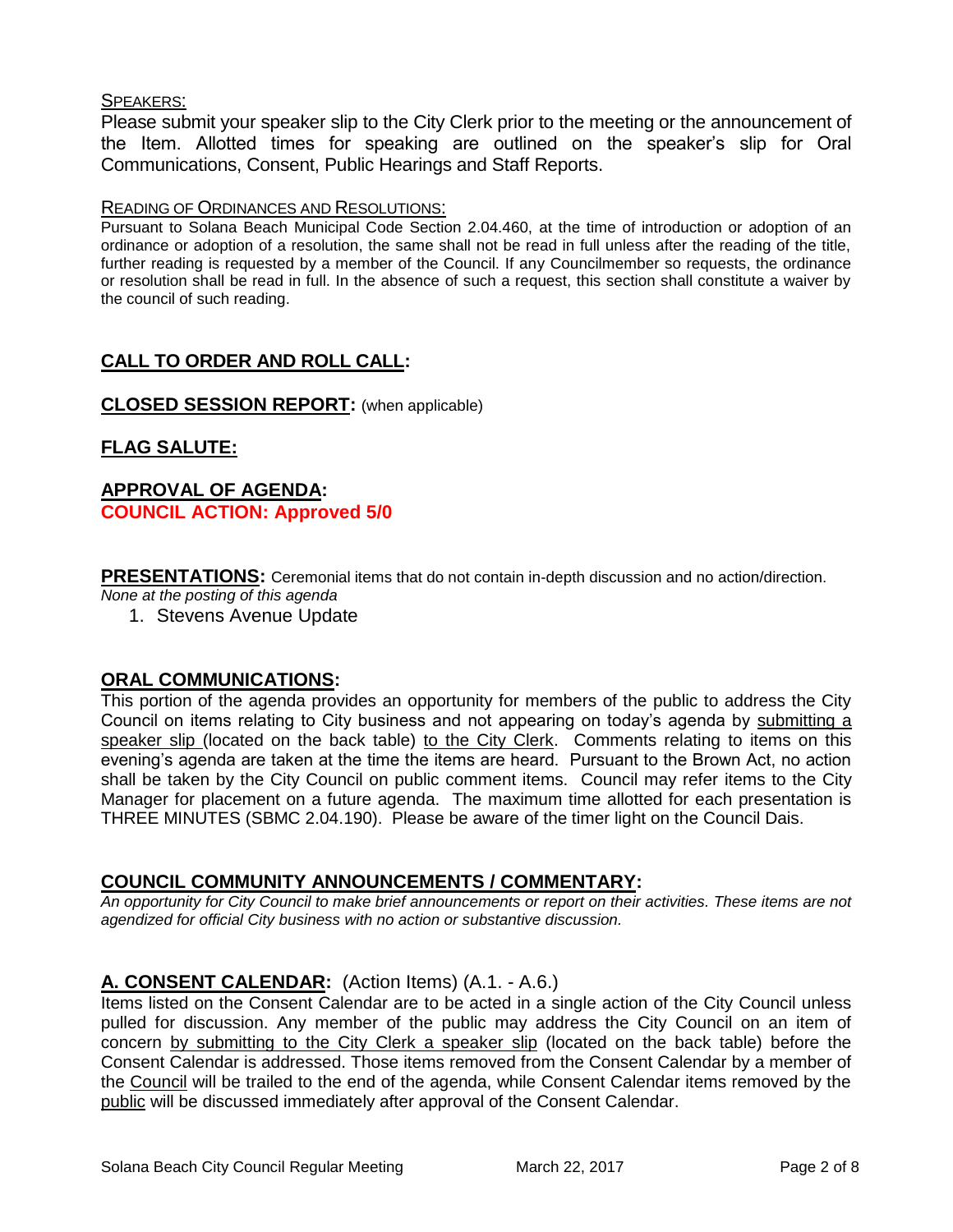SPEAKERS:

Please submit your speaker slip to the City Clerk prior to the meeting or the announcement of the Item. Allotted times for speaking are outlined on the speaker's slip for Oral Communications, Consent, Public Hearings and Staff Reports.

READING OF ORDINANCES AND RESOLUTIONS:

Pursuant to Solana Beach Municipal Code Section 2.04.460, at the time of introduction or adoption of an ordinance or adoption of a resolution, the same shall not be read in full unless after the reading of the title, further reading is requested by a member of the Council. If any Councilmember so requests, the ordinance or resolution shall be read in full. In the absence of such a request, this section shall constitute a waiver by the council of such reading.

## CALL TO ORDER AND ROLL CALL:

## CLOSED SESSION REPORT: (when applicable)

## FLAG SALUTE:

## APPROVAL OF AGENDA:

**COUNCIL ACTION: Approved 5/0**

**PRESENTATIONS:** Ceremonial items that do not contain in-depth discussion and no action/direction.

*None at the posting of this agenda*

1. Stevens Avenue Update

## ORAL COMMUNICATIONS:

This portion of the agenda provides an opportunity for members of the public to address the City Council on items relating to City business and not appearing on today's agenda by submitting a speaker slip (located on the back table) to the City Clerk. Comments relating to items on this evening's agenda are taken at the time the items are heard. Pursuant to the Brown Act, no action shall be taken by the City Council on public comment items. Council may refer items to the City Manager for placement on a future agenda. The maximum time allotted for each presentation is THREE MINUTES (SBMC 2.04.190). Please be aware of the timer light on the Council Dais.

## COUNCIL COMMUNITY ANNOUNCEMENTS / COMMENTARY:

*An opportunity for City Council to make brief announcements or report on their activities. These items are not agendized for official City business with no action or substantive discussion.*

## A. CONSENT CALENDAR: (Action Items) (A.1. - A.6.)

Items listed on the Consent Calendar are to be acted in a single action of the City Council unless pulled for discussion. Any member of the public may address the City Council on an item of concern by submitting to the City Clerk a speaker slip (located on the back table) before the Consent Calendar is addressed. Those items removed from the Consent Calendar by a member of the Council will be trailed to the end of the agenda, while Consent Calendar items removed by the public will be discussed immediately after approval of the Consent Calendar.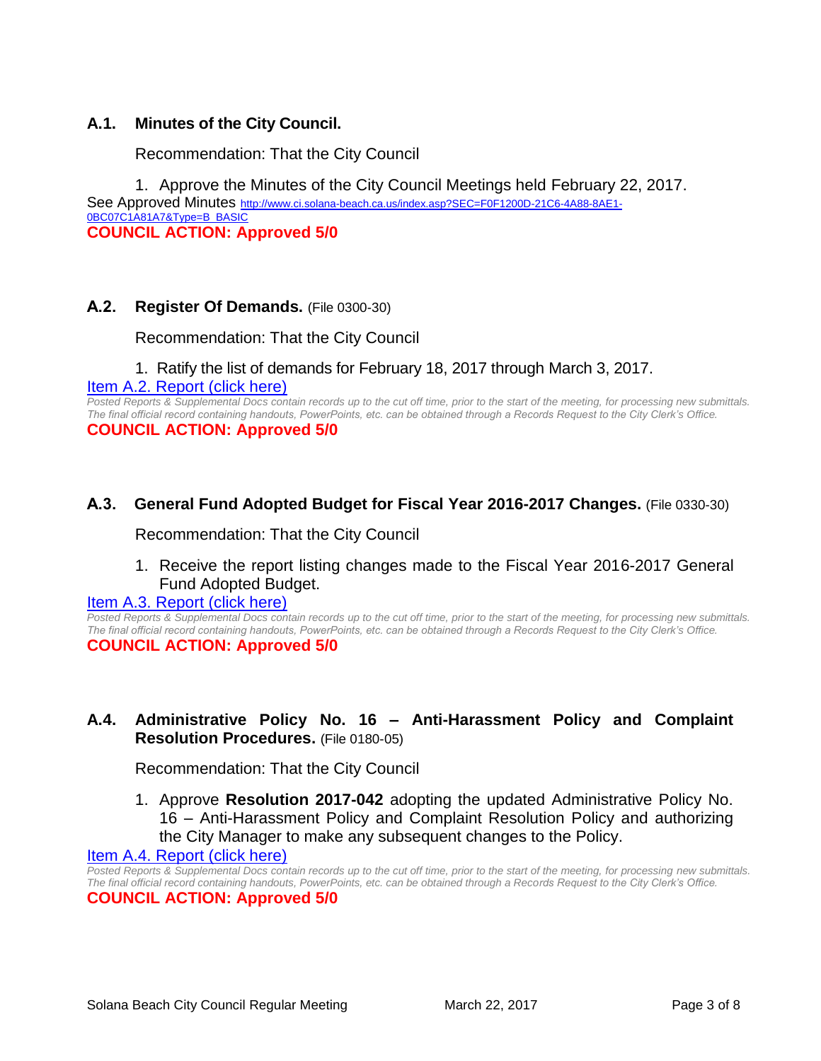### A.1. Minutes of the City Council.

Recommendation: That the City Council

1. Approve the Minutes of the City Council Meetings held February 22, 2017.

See Approved Minutes http://www.ci.solana-beach.ca.us/index.asp?SEC=F0F1200D-21C6-4A88-8AE1-0BC07C1A81A7&Type=B_BASIC

**COUNCIL ACTION: Approved 5/0**

### A.2. Register Of Demands. (File 0300-30)

Recommendation: That the City Council

1. Ratify the list of demands for February 18, 2017 through March 3, 2017.

Item A.2. Report (click here)

*Posted Reports & Supplemental Docs contain records up to the cut off time, prior to the start of the meeting, for processing new submittals. The final official record containing handouts, PowerPoints, etc. can be obtained through a Records Request to the City Clerk's Office.*

**COUNCIL ACTION: Approved 5/0**

### A.3. General Fund Adopted Budget for Fiscal Year 2016-2017 Changes. (File 0330-30)

Recommendation: That the City Council

1. Receive the report listing changes made to the Fiscal Year 2016-2017 General Fund Adopted Budget.

Item A.3. Report (click here)

*Posted Reports & Supplemental Docs contain records up to the cut off time, prior to the start of the meeting, for processing new submittals. The final official record containing handouts, PowerPoints, etc. can be obtained through a Records Request to the City Clerk's Office.*

**COUNCIL ACTION: Approved 5/0**

### A.4. Administrative Policy No. 16 – Anti-Harassment Policy and Complaint Resolution Procedures. (File 0180-05)

Recommendation: That the City Council

1. Approve **Resolution 2017-042** adopting the updated Administrative Policy No. 16 – Anti-Harassment Policy and Complaint Resolution Policy and authorizing the City Manager to make any subsequent changes to the Policy.

Item A.4. Report (click here)

*Posted Reports & Supplemental Docs contain records up to the cut off time, prior to the start of the meeting, for processing new submittals. The final official record containing handouts, PowerPoints, etc. can be obtained through a Records Request to the City Clerk's Office.*

**COUNCIL ACTION: Approved 5/0**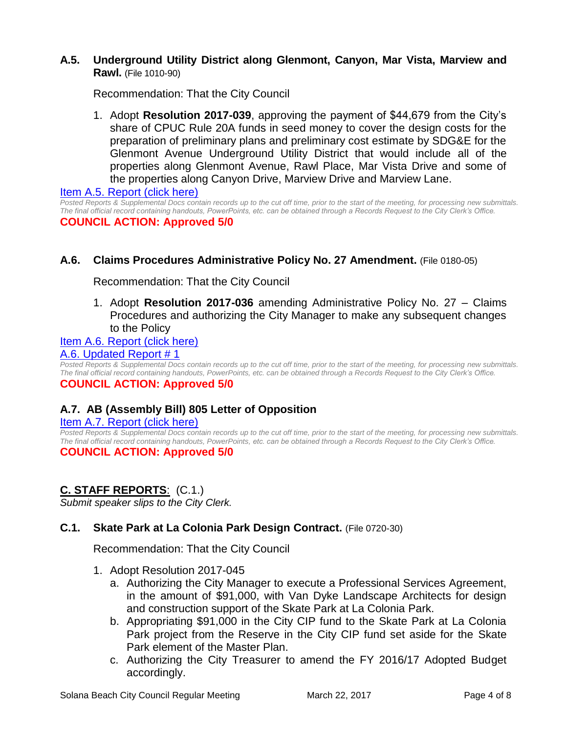### A.5. Underground Utility District along Glenmont, Canyon, Mar Vista, Marview and Rawl. (File 1010-90)

Recommendation: That the City Council

1. Adopt **Resolution 2017-039**, approving the payment of $44,679 from the City's share of CPUC Rule 20A funds in seed money to cover the design costs for the preparation of preliminary plans and preliminary cost estimate by SDG&E for the Glenmont Avenue Underground Utility District that would include all of the properties along Glenmont Avenue, Rawl Place, Mar Vista Drive and some of the properties along Canyon Drive, Marview Drive and Marview Lane.

Item A.5. Report (click here)

*Posted Reports & Supplemental Docs contain records up to the cut off time, prior to the start of the meeting, for processing new submittals. The final official record containing handouts, PowerPoints, etc. can be obtained through a Records Request to the City Clerk's Office.*

**COUNCIL ACTION: Approved 5/0**

### A.6. Claims Procedures Administrative Policy No. 27 Amendment. (File 0180-05)

Recommendation: That the City Council

1. Adopt **Resolution 2017-036** amending Administrative Policy No. 27 – Claims Procedures and authorizing the City Manager to make any subsequent changes to the Policy

Item A.6. Report (click here)

A.6. Updated Report # 1

*Posted Reports & Supplemental Docs contain records up to the cut off time, prior to the start of the meeting, for processing new submittals. The final official record containing handouts, PowerPoints, etc. can be obtained through a Records Request to the City Clerk's Office.*

**COUNCIL ACTION: Approved 5/0**

### A.7. AB (Assembly Bill) 805 Letter of Opposition

Item A.7. Report (click here)

*Posted Reports & Supplemental Docs contain records up to the cut off time, prior to the start of the meeting, for processing new submittals. The final official record containing handouts, PowerPoints, etc. can be obtained through a Records Request to the City Clerk's Office.*

**COUNCIL ACTION: Approved 5/0**

## C. STAFF REPORTS: (C.1.)

*Submit speaker slips to the City Clerk.*

### C.1. Skate Park at La Colonia Park Design Contract. (File 0720-30)

Recommendation: That the City Council

1. Adopt Resolution 2017-045
   a. Authorizing the City Manager to execute a Professional Services Agreement, in the amount of $91,000, with Van Dyke Landscape Architects for design and construction support of the Skate Park at La Colonia Park.
   b. Appropriating $91,000 in the City CIP fund to the Skate Park at La Colonia Park project from the Reserve in the City CIP fund set aside for the Skate Park element of the Master Plan.
   c. Authorizing the City Treasurer to amend the FY 2016/17 Adopted Budget accordingly.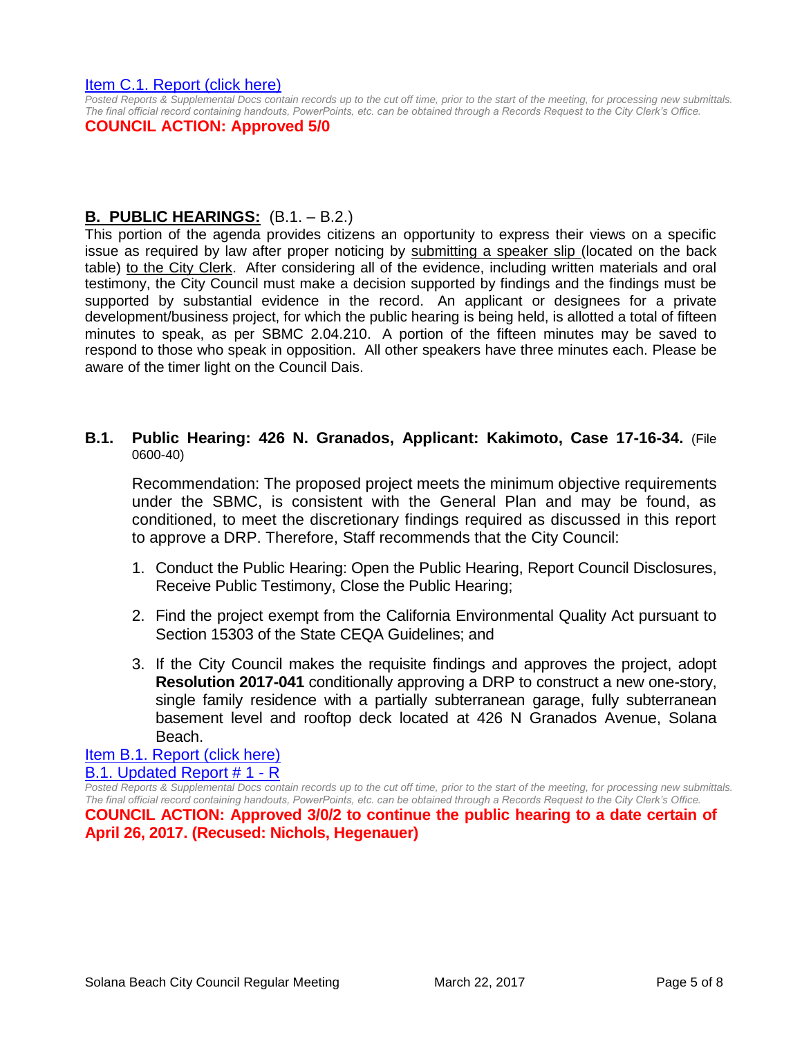[Item C.1. Report (click here)](#)

*Posted Reports & Supplemental Docs contain records up to the cut off time, prior to the start of the meeting, for processing new submittals. The final official record containing handouts, PowerPoints, etc. can be obtained through a Records Request to the City Clerk's Office.*

**COUNCIL ACTION: Approved 5/0**

## **B. PUBLIC HEARINGS:** (B.1. – B.2.)

This portion of the agenda provides citizens an opportunity to express their views on a specific issue as required by law after proper noticing by submitting a speaker slip (located on the back table) to the City Clerk. After considering all of the evidence, including written materials and oral testimony, the City Council must make a decision supported by findings and the findings must be supported by substantial evidence in the record. An applicant or designees for a private development/business project, for which the public hearing is being held, is allotted a total of fifteen minutes to speak, as per SBMC 2.04.210. A portion of the fifteen minutes may be saved to respond to those who speak in opposition. All other speakers have three minutes each. Please be aware of the timer light on the Council Dais.

### **B.1. Public Hearing: 426 N. Granados, Applicant: Kakimoto, Case 17-16-34.** (File 0600-40)

Recommendation: The proposed project meets the minimum objective requirements under the SBMC, is consistent with the General Plan and may be found, as conditioned, to meet the discretionary findings required as discussed in this report to approve a DRP. Therefore, Staff recommends that the City Council:

1. Conduct the Public Hearing: Open the Public Hearing, Report Council Disclosures, Receive Public Testimony, Close the Public Hearing;
2. Find the project exempt from the California Environmental Quality Act pursuant to Section 15303 of the State CEQA Guidelines; and
3. If the City Council makes the requisite findings and approves the project, adopt **Resolution 2017-041** conditionally approving a DRP to construct a new one-story, single family residence with a partially subterranean garage, fully subterranean basement level and rooftop deck located at 426 N Granados Avenue, Solana Beach.

[Item B.1. Report (click here)](#)
[B.1. Updated Report # 1 - R](#)

*Posted Reports & Supplemental Docs contain records up to the cut off time, prior to the start of the meeting, for processing new submittals. The final official record containing handouts, PowerPoints, etc. can be obtained through a Records Request to the City Clerk's Office.*

**COUNCIL ACTION: Approved 3/0/2 to continue the public hearing to a date certain of April 26, 2017. (Recused: Nichols, Hegenauer)**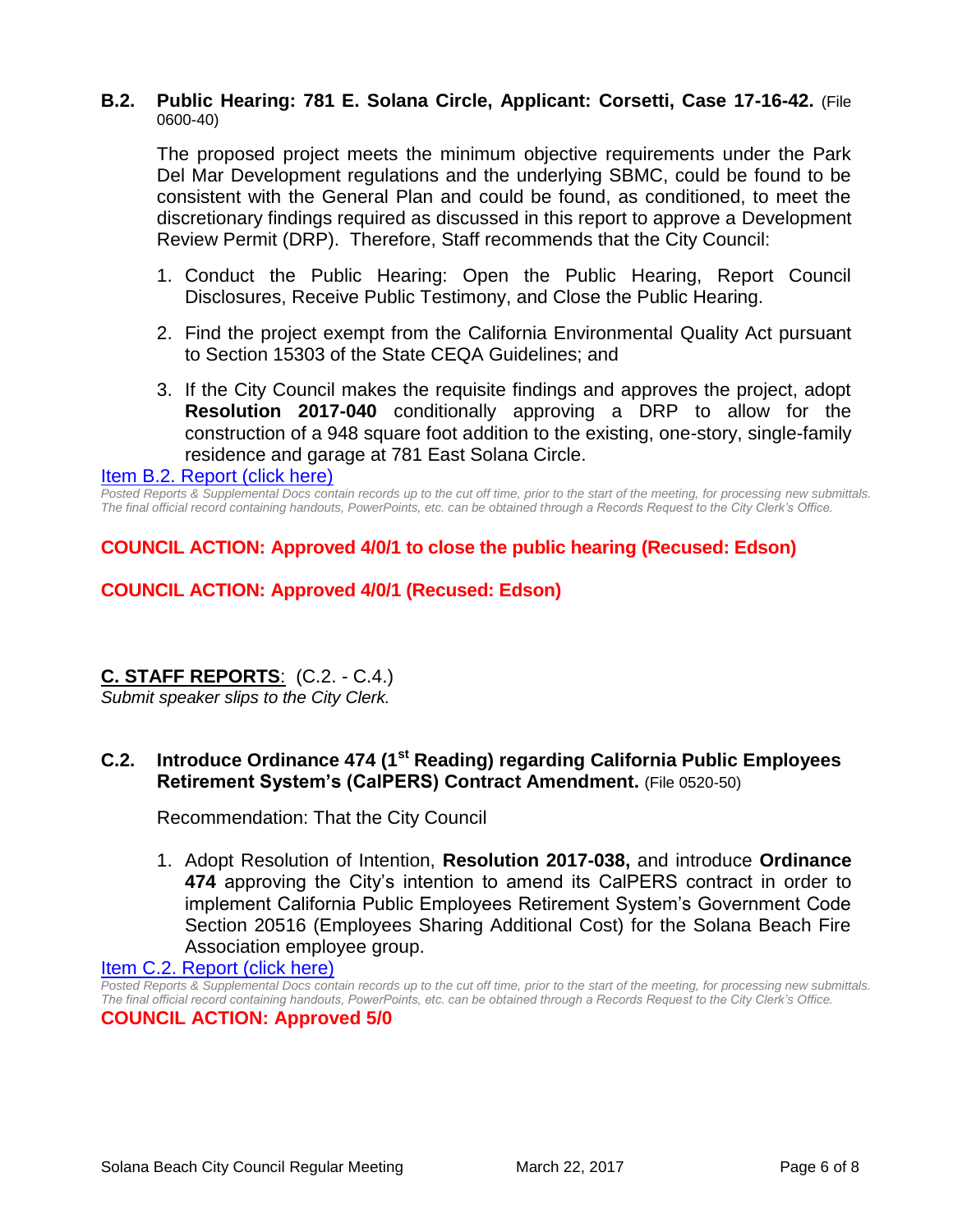**B.2. Public Hearing: 781 E. Solana Circle, Applicant: Corsetti, Case 17-16-42.** (File 0600-40)

The proposed project meets the minimum objective requirements under the Park Del Mar Development regulations and the underlying SBMC, could be found to be consistent with the General Plan and could be found, as conditioned, to meet the discretionary findings required as discussed in this report to approve a Development Review Permit (DRP). Therefore, Staff recommends that the City Council:

1. Conduct the Public Hearing: Open the Public Hearing, Report Council Disclosures, Receive Public Testimony, and Close the Public Hearing.
2. Find the project exempt from the California Environmental Quality Act pursuant to Section 15303 of the State CEQA Guidelines; and
3. If the City Council makes the requisite findings and approves the project, adopt **Resolution 2017-040** conditionally approving a DRP to allow for the construction of a 948 square foot addition to the existing, one-story, single-family residence and garage at 781 East Solana Circle.

Item B.2. Report (click here)

*Posted Reports & Supplemental Docs contain records up to the cut off time, prior to the start of the meeting, for processing new submittals. The final official record containing handouts, PowerPoints, etc. can be obtained through a Records Request to the City Clerk's Office.*

**COUNCIL ACTION: Approved 4/0/1 to close the public hearing (Recused: Edson)**

**COUNCIL ACTION: Approved 4/0/1 (Recused: Edson)**

## C. STAFF REPORTS: (C.2. - C.4.)

*Submit speaker slips to the City Clerk.*

**C.2. Introduce Ordinance 474 (1st Reading) regarding California Public Employees Retirement System's (CalPERS) Contract Amendment.** (File 0520-50)

Recommendation: That the City Council

1. Adopt Resolution of Intention, **Resolution 2017-038,** and introduce **Ordinance 474** approving the City's intention to amend its CalPERS contract in order to implement California Public Employees Retirement System's Government Code Section 20516 (Employees Sharing Additional Cost) for the Solana Beach Fire Association employee group.

Item C.2. Report (click here)

*Posted Reports & Supplemental Docs contain records up to the cut off time, prior to the start of the meeting, for processing new submittals. The final official record containing handouts, PowerPoints, etc. can be obtained through a Records Request to the City Clerk's Office.*

**COUNCIL ACTION: Approved 5/0**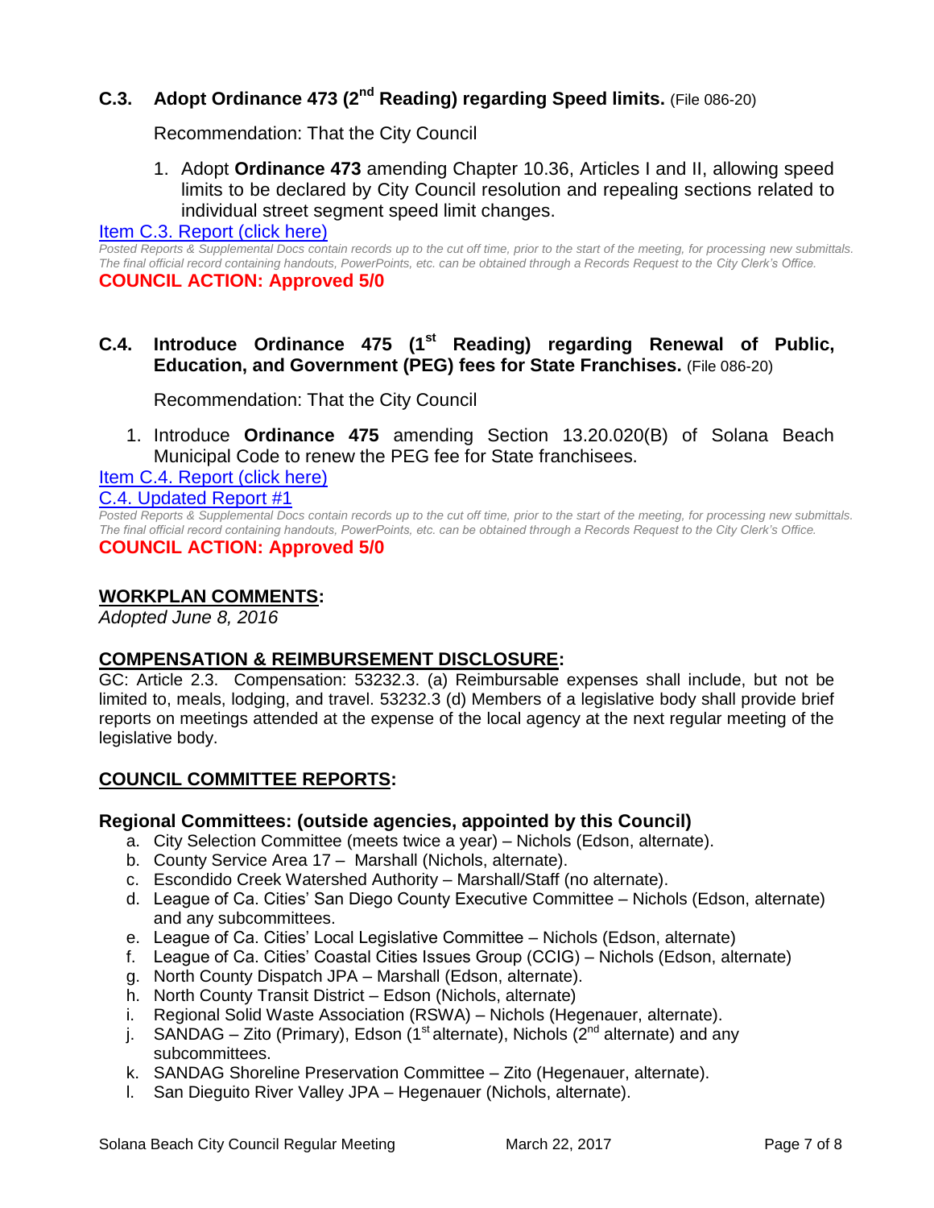### C.3. Adopt Ordinance 473 (2nd Reading) regarding Speed limits. (File 086-20)

Recommendation: That the City Council

1. Adopt **Ordinance 473** amending Chapter 10.36, Articles I and II, allowing speed limits to be declared by City Council resolution and repealing sections related to individual street segment speed limit changes.

[Item C.3. Report (click here)]

*Posted Reports & Supplemental Docs contain records up to the cut off time, prior to the start of the meeting, for processing new submittals. The final official record containing handouts, PowerPoints, etc. can be obtained through a Records Request to the City Clerk's Office.*

**COUNCIL ACTION: Approved 5/0**

### C.4. Introduce Ordinance 475 (1st Reading) regarding Renewal of Public, Education, and Government (PEG) fees for State Franchises. (File 086-20)

Recommendation: That the City Council

1. Introduce **Ordinance 475** amending Section 13.20.020(B) of Solana Beach Municipal Code to renew the PEG fee for State franchisees.

[Item C.4. Report (click here)]

[C.4. Updated Report #1]

*Posted Reports & Supplemental Docs contain records up to the cut off time, prior to the start of the meeting, for processing new submittals. The final official record containing handouts, PowerPoints, etc. can be obtained through a Records Request to the City Clerk's Office.*

**COUNCIL ACTION: Approved 5/0**

## WORKPLAN COMMENTS:

*Adopted June 8, 2016*

## COMPENSATION & REIMBURSEMENT DISCLOSURE:

GC: Article 2.3. Compensation: 53232.3. (a) Reimbursable expenses shall include, but not be limited to, meals, lodging, and travel. 53232.3 (d) Members of a legislative body shall provide brief reports on meetings attended at the expense of the local agency at the next regular meeting of the legislative body.

## COUNCIL COMMITTEE REPORTS:

### Regional Committees: (outside agencies, appointed by this Council)

a. City Selection Committee (meets twice a year) – Nichols (Edson, alternate).
b. County Service Area 17 – Marshall (Nichols, alternate).
c. Escondido Creek Watershed Authority – Marshall/Staff (no alternate).
d. League of Ca. Cities' San Diego County Executive Committee – Nichols (Edson, alternate) and any subcommittees.
e. League of Ca. Cities' Local Legislative Committee – Nichols (Edson, alternate)
f. League of Ca. Cities' Coastal Cities Issues Group (CCIG) – Nichols (Edson, alternate)
g. North County Dispatch JPA – Marshall (Edson, alternate).
h. North County Transit District – Edson (Nichols, alternate)
i. Regional Solid Waste Association (RSWA) – Nichols (Hegenauer, alternate).
j. SANDAG – Zito (Primary), Edson (1st alternate), Nichols (2nd alternate) and any subcommittees.
k. SANDAG Shoreline Preservation Committee – Zito (Hegenauer, alternate).
l. San Dieguito River Valley JPA – Hegenauer (Nichols, alternate).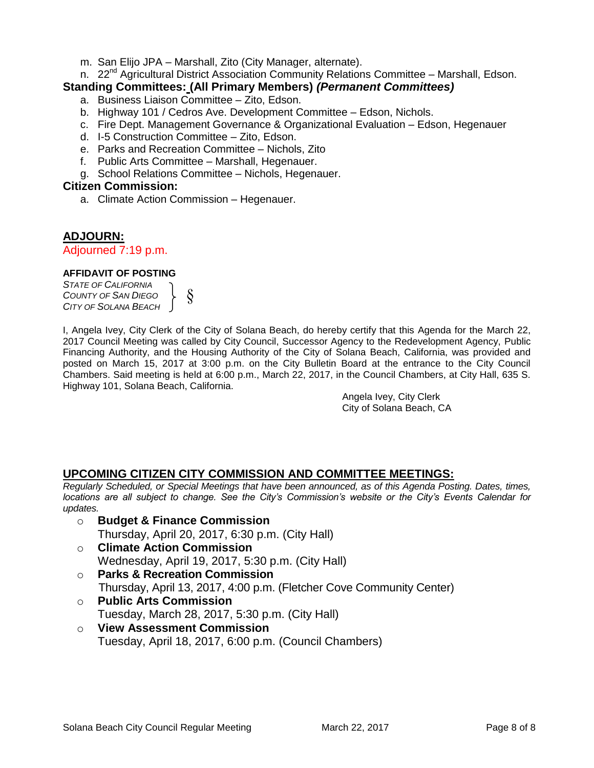m. San Elijo JPA – Marshall, Zito (City Manager, alternate).

n. 22[nd] Agricultural District Association Community Relations Committee – Marshall, Edson.

**Standing Committees: (All Primary Members)** ***(Permanent Committees)***

a. Business Liaison Committee – Zito, Edson.
b. Highway 101 / Cedros Ave. Development Committee – Edson, Nichols.
c. Fire Dept. Management Governance & Organizational Evaluation – Edson, Hegenauer
d. I-5 Construction Committee – Zito, Edson.
e. Parks and Recreation Committee – Nichols, Zito
f. Public Arts Committee – Marshall, Hegenauer.
g. School Relations Committee – Nichols, Hegenauer.

**Citizen Commission:**

a. Climate Action Commission – Hegenauer.

## ADJOURN:

Adjourned 7:19 p.m.

**AFFIDAVIT OF POSTING**

*STATE OF CALIFORNIA*
*COUNTY OF SAN DIEGO* } §
*CITY OF SOLANA BEACH*

I, Angela Ivey, City Clerk of the City of Solana Beach, do hereby certify that this Agenda for the March 22, 2017 Council Meeting was called by City Council, Successor Agency to the Redevelopment Agency, Public Financing Authority, and the Housing Authority of the City of Solana Beach, California, was provided and posted on March 15, 2017 at 3:00 p.m. on the City Bulletin Board at the entrance to the City Council Chambers. Said meeting is held at 6:00 p.m., March 22, 2017, in the Council Chambers, at City Hall, 635 S. Highway 101, Solana Beach, California.

Angela Ivey, City Clerk
City of Solana Beach, CA

## UPCOMING CITIZEN CITY COMMISSION AND COMMITTEE MEETINGS:

*Regularly Scheduled, or Special Meetings that have been announced, as of this Agenda Posting. Dates, times, locations are all subject to change. See the City's Commission's website or the City's Events Calendar for updates.*

- **Budget & Finance Commission**
  Thursday, April 20, 2017, 6:30 p.m. (City Hall)
- **Climate Action Commission**
  Wednesday, April 19, 2017, 5:30 p.m. (City Hall)
- **Parks & Recreation Commission**
  Thursday, April 13, 2017, 4:00 p.m. (Fletcher Cove Community Center)
- **Public Arts Commission**
  Tuesday, March 28, 2017, 5:30 p.m. (City Hall)
- **View Assessment Commission**
  Tuesday, April 18, 2017, 6:00 p.m. (Council Chambers)